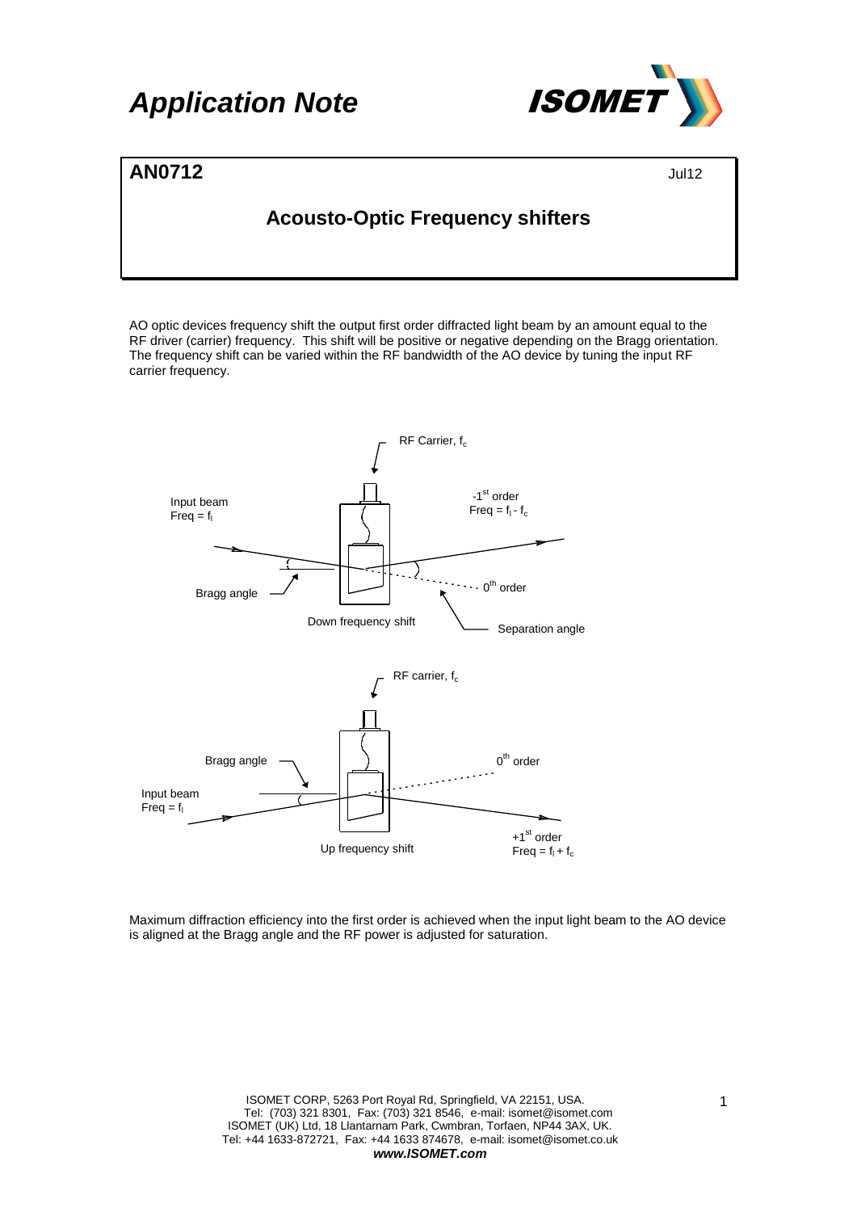# Application Note

## AN0712

Jul12

## Acousto-Optic Frequency shifters

AO optic devices frequency shift the output first order diffracted light beam by an amount equal to the RF driver (carrier) frequency. This shift will be positive or negative depending on the Bragg orientation. The frequency shift can be varied within the RF bandwidth of the AO device by tuning the input RF carrier frequency.

RF Carrier, $f_c$

Input beam
Freq = $f_I$

-1[st] order
Freq = $f_I - f_c$

Bragg angle

0[th] order

Down frequency shift

Separation angle

RF carrier, $f_c$

Bragg angle

0[th] order

Input beam
Freq = $f_I$

Up frequency shift

+1[st] order
Freq = $f_I + f_c$

Maximum diffraction efficiency into the first order is achieved when the input light beam to the AO device is aligned at the Bragg angle and the RF power is adjusted for saturation.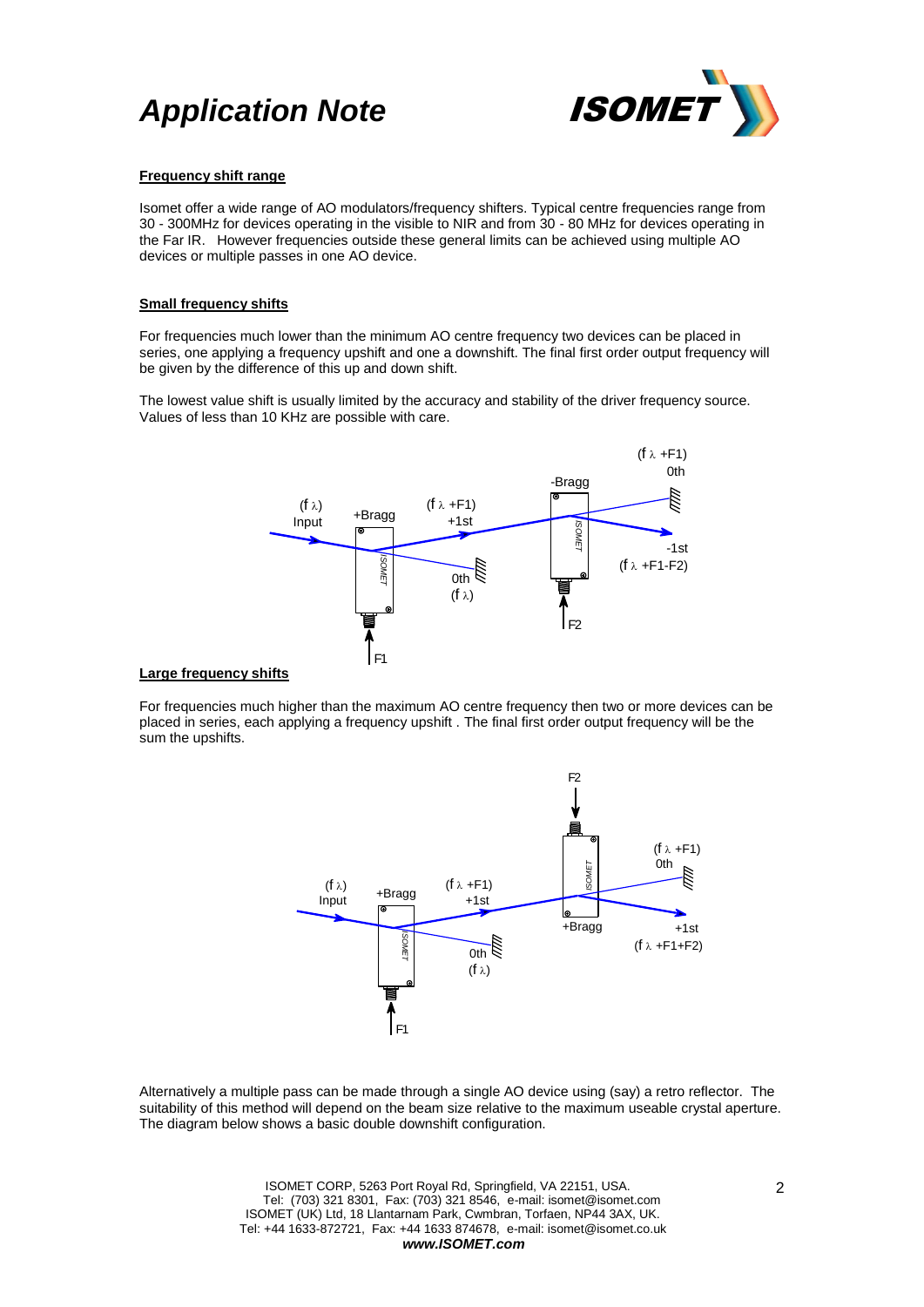**Frequency shift range**

Isomet offer a wide range of AO modulators/frequency shifters. Typical centre frequencies range from 30 - 300MHz for devices operating in the visible to NIR and from 30 - 80 MHz for devices operating in the Far IR. However frequencies outside these general limits can be achieved using multiple AO devices or multiple passes in one AO device.

**Small frequency shifts**

For frequencies much lower than the minimum AO centre frequency two devices can be placed in series, one applying a frequency upshift and one a downshift. The final first order output frequency will be given by the difference of this up and down shift.

The lowest value shift is usually limited by the accuracy and stability of the driver frequency source. Values of less than 10 KHz are possible with care.

**Large frequency shifts**

For frequencies much higher than the maximum AO centre frequency then two or more devices can be placed in series, each applying a frequency upshift . The final first order output frequency will be the sum the upshifts.

Alternatively a multiple pass can be made through a single AO device using (say) a retro reflector. The suitability of this method will depend on the beam size relative to the maximum useable crystal aperture. The diagram below shows a basic double downshift configuration.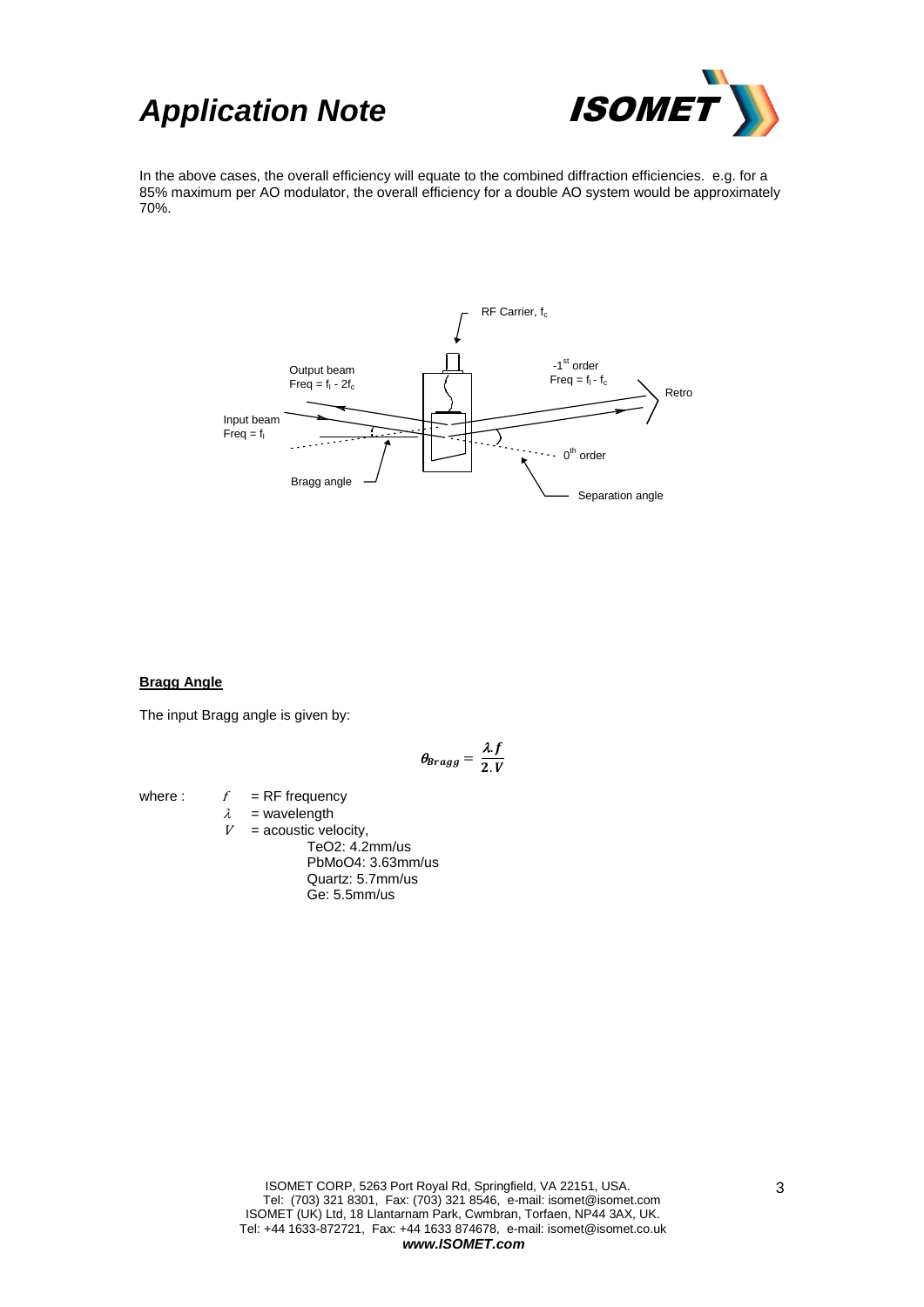In the above cases, the overall efficiency will equate to the combined diffraction efficiencies. e.g. for a 85% maximum per AO modulator, the overall efficiency for a double AO system would be approximately 70%.

RF Carrier, $f_c$

Output beam
Freq = $f_i - 2f_c$

-1[st] order
Freq = $f_i - f_c$

Retro

Input beam
Freq = $f_i$

$0^{th}$ order

Bragg angle

Separation angle

**Bragg Angle**

The input Bragg angle is given by:

$$\theta_{Bragg} = \frac{\lambda . f}{2 . V}$$

where : $f$ = RF frequency
$\lambda$ = wavelength
$V$ = acoustic velocity,
TeO2: 4.2mm/us
PbMoO4: 3.63mm/us
Quartz: 5.7mm/us
Ge: 5.5mm/us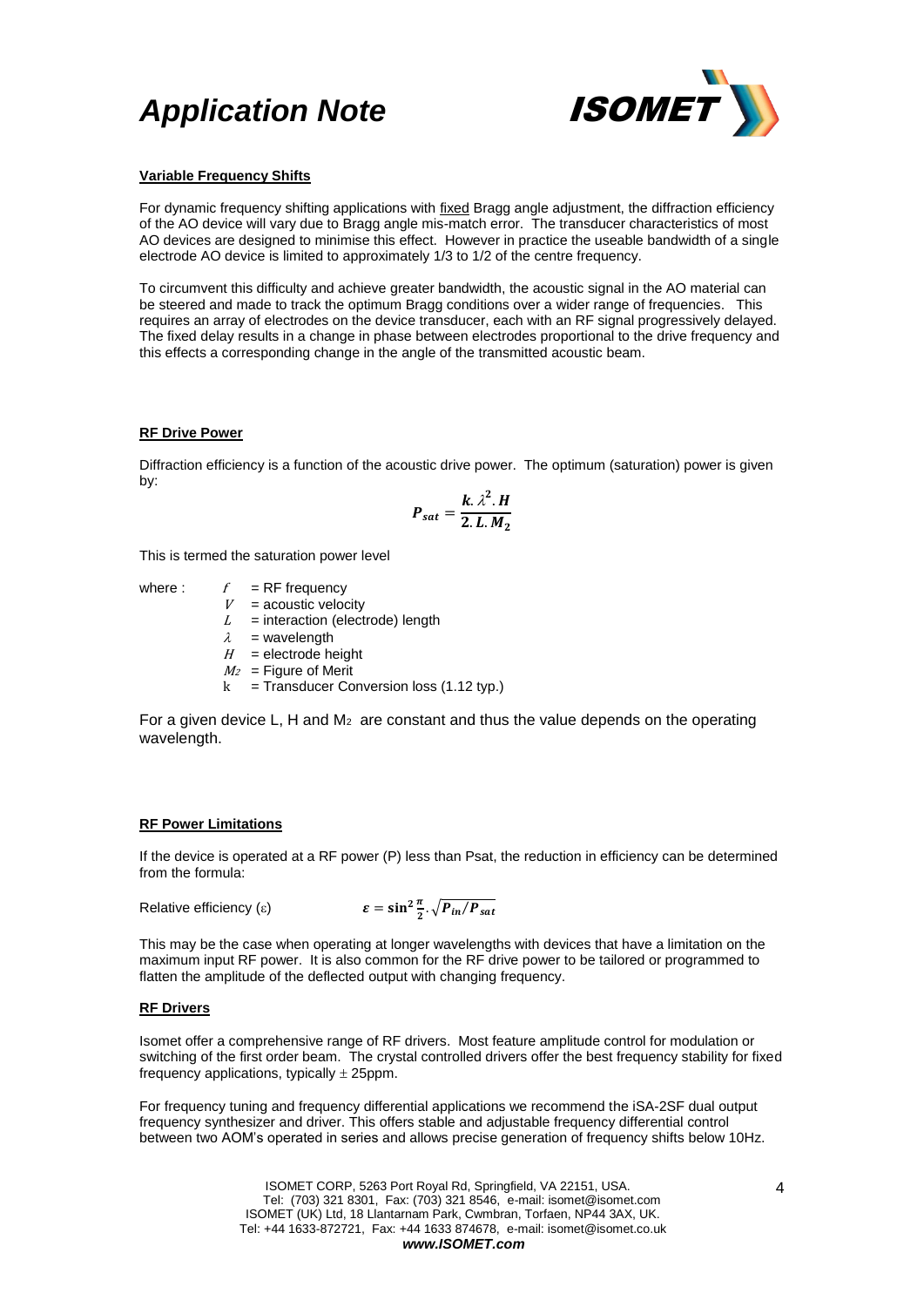**Variable Frequency Shifts**

For dynamic frequency shifting applications with fixed Bragg angle adjustment, the diffraction efficiency of the AO device will vary due to Bragg angle mis-match error. The transducer characteristics of most AO devices are designed to minimise this effect. However in practice the useable bandwidth of a single electrode AO device is limited to approximately 1/3 to 1/2 of the centre frequency.

To circumvent this difficulty and achieve greater bandwidth, the acoustic signal in the AO material can be steered and made to track the optimum Bragg conditions over a wider range of frequencies. This requires an array of electrodes on the device transducer, each with an RF signal progressively delayed. The fixed delay results in a change in phase between electrodes proportional to the drive frequency and this effects a corresponding change in the angle of the transmitted acoustic beam.

**RF Drive Power**

Diffraction efficiency is a function of the acoustic drive power. The optimum (saturation) power is given by:

$$P_{sat} = \frac{k.\lambda^2.H}{2.L.M_2}$$

This is termed the saturation power level

where :
- $f$ = RF frequency
- $V$ = acoustic velocity
- $L$ = interaction (electrode) length
- $\lambda$ = wavelength
- $H$ = electrode height
- $M_2$ = Figure of Merit
- k = Transducer Conversion loss (1.12 typ.)

For a given device L, H and $M_2$ are constant and thus the value depends on the operating wavelength.

**RF Power Limitations**

If the device is operated at a RF power (P) less than Psat, the reduction in efficiency can be determined from the formula:

Relative efficiency ($\varepsilon$) $\qquad \varepsilon = \sin^2 \frac{\pi}{2} . \sqrt{P_{in}/P_{sat}}$

This may be the case when operating at longer wavelengths with devices that have a limitation on the maximum input RF power. It is also common for the RF drive power to be tailored or programmed to flatten the amplitude of the deflected output with changing frequency.

**RF Drivers**

Isomet offer a comprehensive range of RF drivers. Most feature amplitude control for modulation or switching of the first order beam. The crystal controlled drivers offer the best frequency stability for fixed frequency applications, typically ± 25ppm.

For frequency tuning and frequency differential applications we recommend the iSA-2SF dual output frequency synthesizer and driver. This offers stable and adjustable frequency differential control between two AOM's operated in series and allows precise generation of frequency shifts below 10Hz.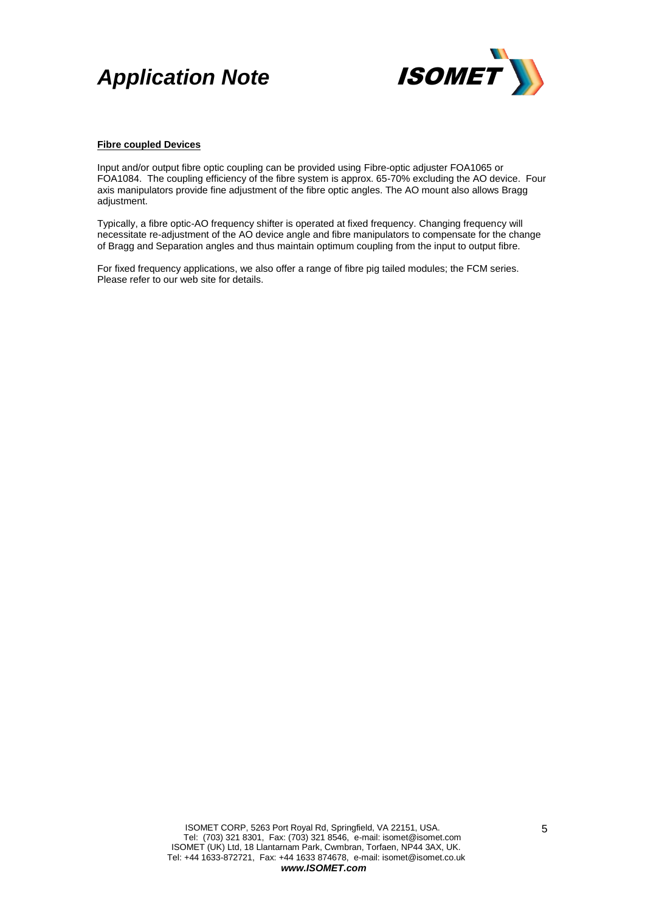**Fibre coupled Devices**

Input and/or output fibre optic coupling can be provided using Fibre-optic adjuster FOA1065 or FOA1084. The coupling efficiency of the fibre system is approx. 65-70% excluding the AO device. Four axis manipulators provide fine adjustment of the fibre optic angles. The AO mount also allows Bragg adjustment.

Typically, a fibre optic-AO frequency shifter is operated at fixed frequency. Changing frequency will necessitate re-adjustment of the AO device angle and fibre manipulators to compensate for the change of Bragg and Separation angles and thus maintain optimum coupling from the input to output fibre.

For fixed frequency applications, we also offer a range of fibre pig tailed modules; the FCM series. Please refer to our web site for details.